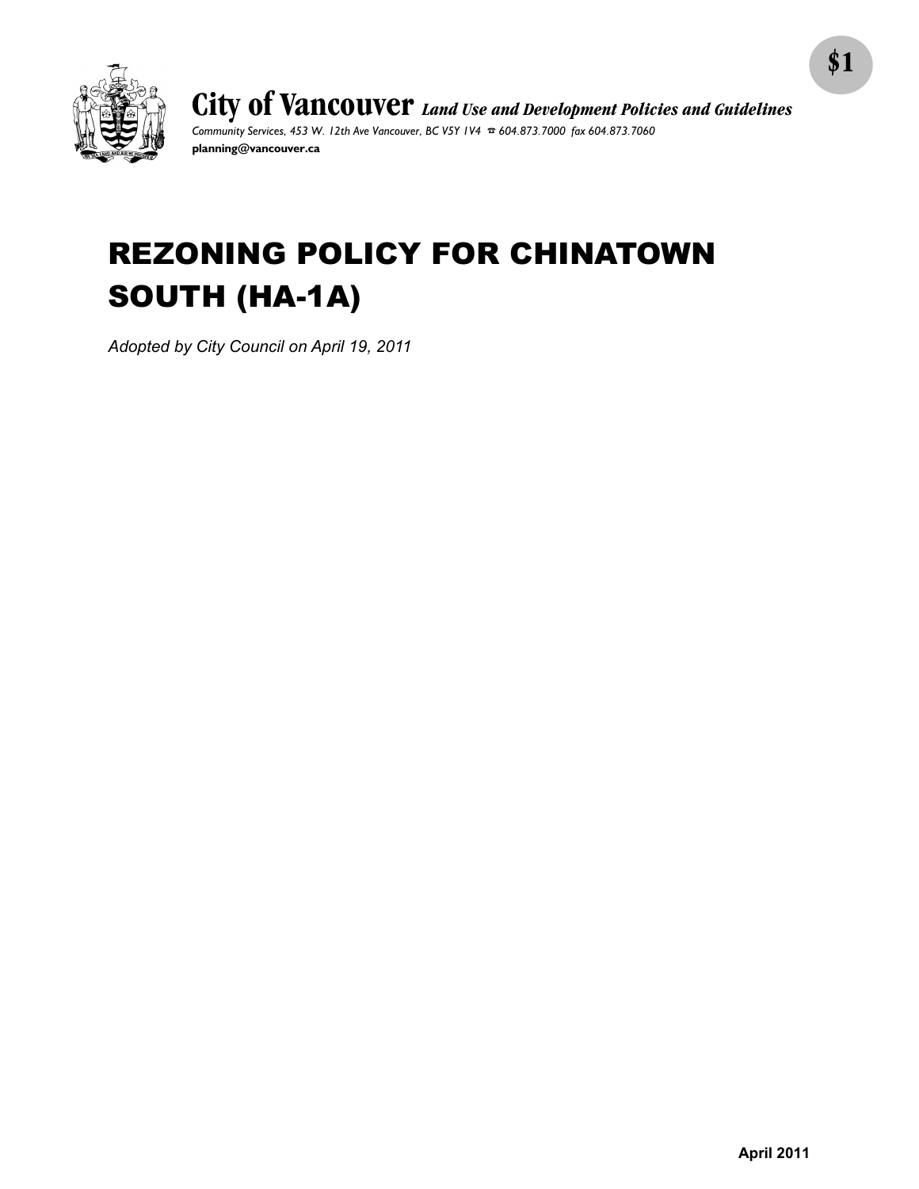$1

**City of Vancouver** *Land Use and Development Policies and Guidelines*

*Community Services, 453 W. 12th Ave Vancouver, BC V5Y 1V4 ☎ 604.873.7000 fax 604.873.7060*

**planning@vancouver.ca**

# REZONING POLICY FOR CHINATOWN SOUTH (HA-1A)

*Adopted by City Council on April 19, 2011*

**April 2011**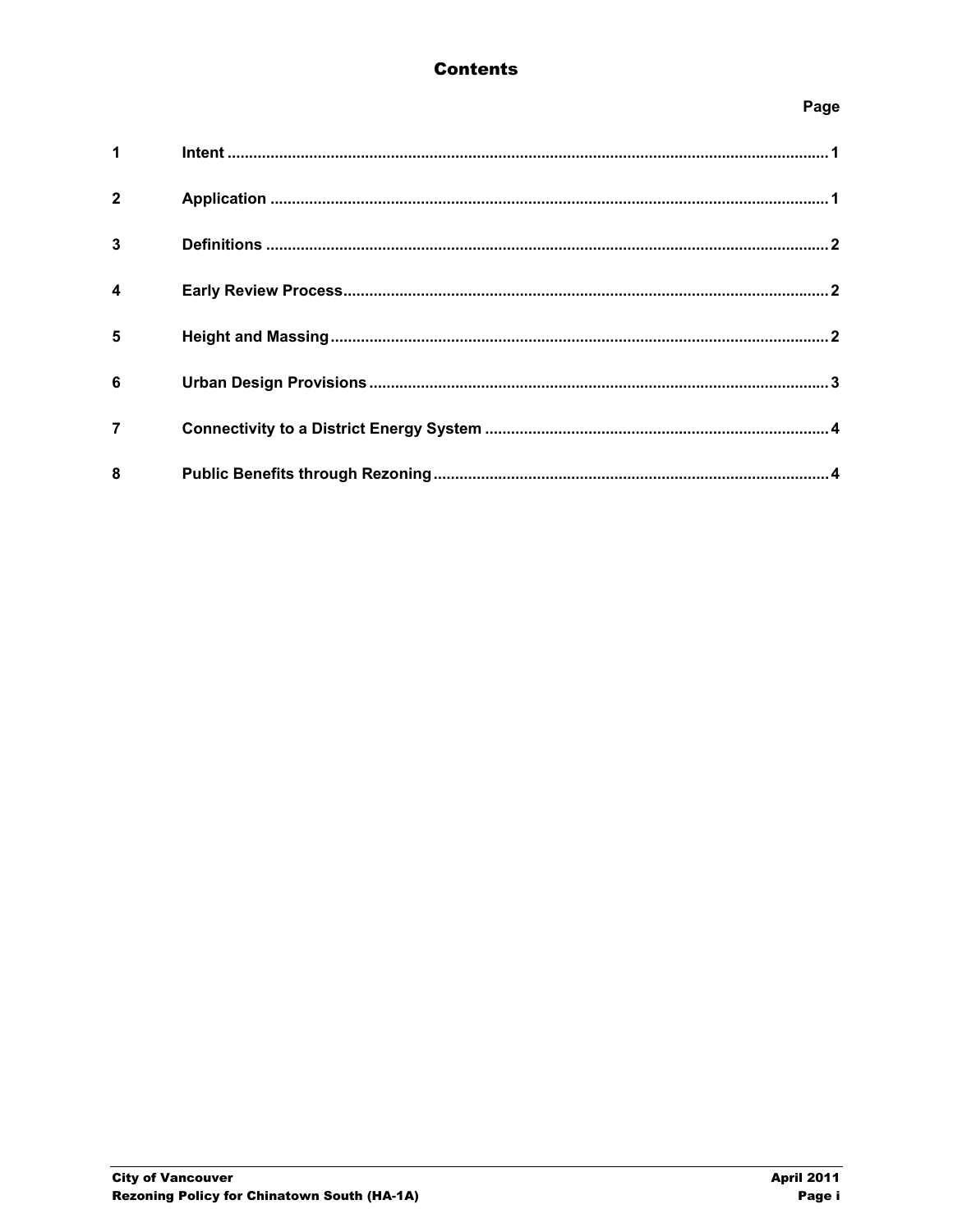## Contents

| | | Page |
|---|---|---|
| 1 | Intent | 1 |
| 2 | Application | 1 |
| 3 | Definitions | 2 |
| 4 | Early Review Process | 2 |
| 5 | Height and Massing | 2 |
| 6 | Urban Design Provisions | 3 |
| 7 | Connectivity to a District Energy System | 4 |
| 8 | Public Benefits through Rezoning | 4 |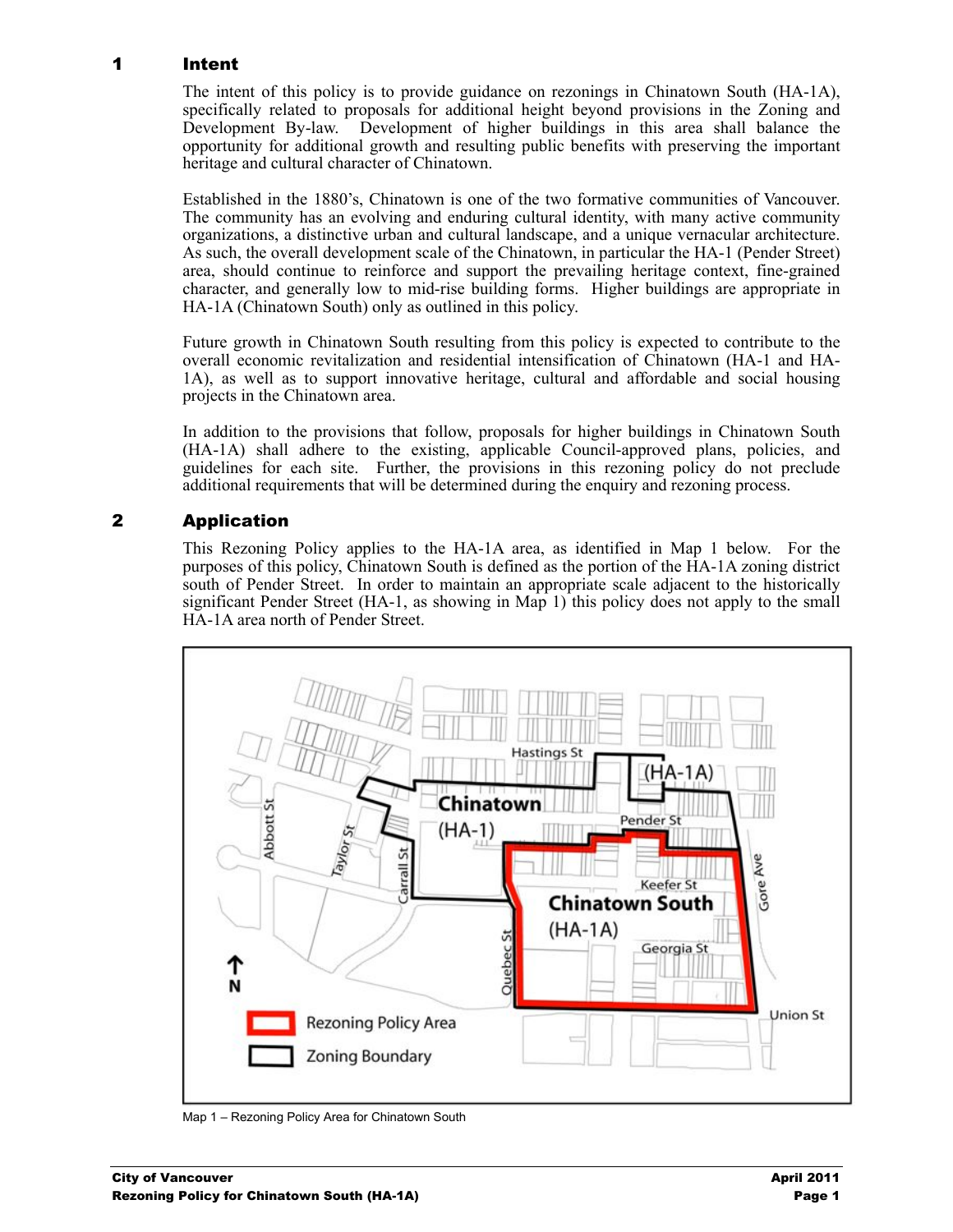## 1 Intent

The intent of this policy is to provide guidance on rezonings in Chinatown South (HA-1A), specifically related to proposals for additional height beyond provisions in the Zoning and Development By-law. Development of higher buildings in this area shall balance the opportunity for additional growth and resulting public benefits with preserving the important heritage and cultural character of Chinatown.

Established in the 1880's, Chinatown is one of the two formative communities of Vancouver. The community has an evolving and enduring cultural identity, with many active community organizations, a distinctive urban and cultural landscape, and a unique vernacular architecture. As such, the overall development scale of the Chinatown, in particular the HA-1 (Pender Street) area, should continue to reinforce and support the prevailing heritage context, fine-grained character, and generally low to mid-rise building forms. Higher buildings are appropriate in HA-1A (Chinatown South) only as outlined in this policy.

Future growth in Chinatown South resulting from this policy is expected to contribute to the overall economic revitalization and residential intensification of Chinatown (HA-1 and HA-1A), as well as to support innovative heritage, cultural and affordable and social housing projects in the Chinatown area.

In addition to the provisions that follow, proposals for higher buildings in Chinatown South (HA-1A) shall adhere to the existing, applicable Council-approved plans, policies, and guidelines for each site. Further, the provisions in this rezoning policy do not preclude additional requirements that will be determined during the enquiry and rezoning process.

## 2 Application

This Rezoning Policy applies to the HA-1A area, as identified in Map 1 below. For the purposes of this policy, Chinatown South is defined as the portion of the HA-1A zoning district south of Pender Street. In order to maintain an appropriate scale adjacent to the historically significant Pender Street (HA-1, as showing in Map 1) this policy does not apply to the small HA-1A area north of Pender Street.

Map 1 – Rezoning Policy Area for Chinatown South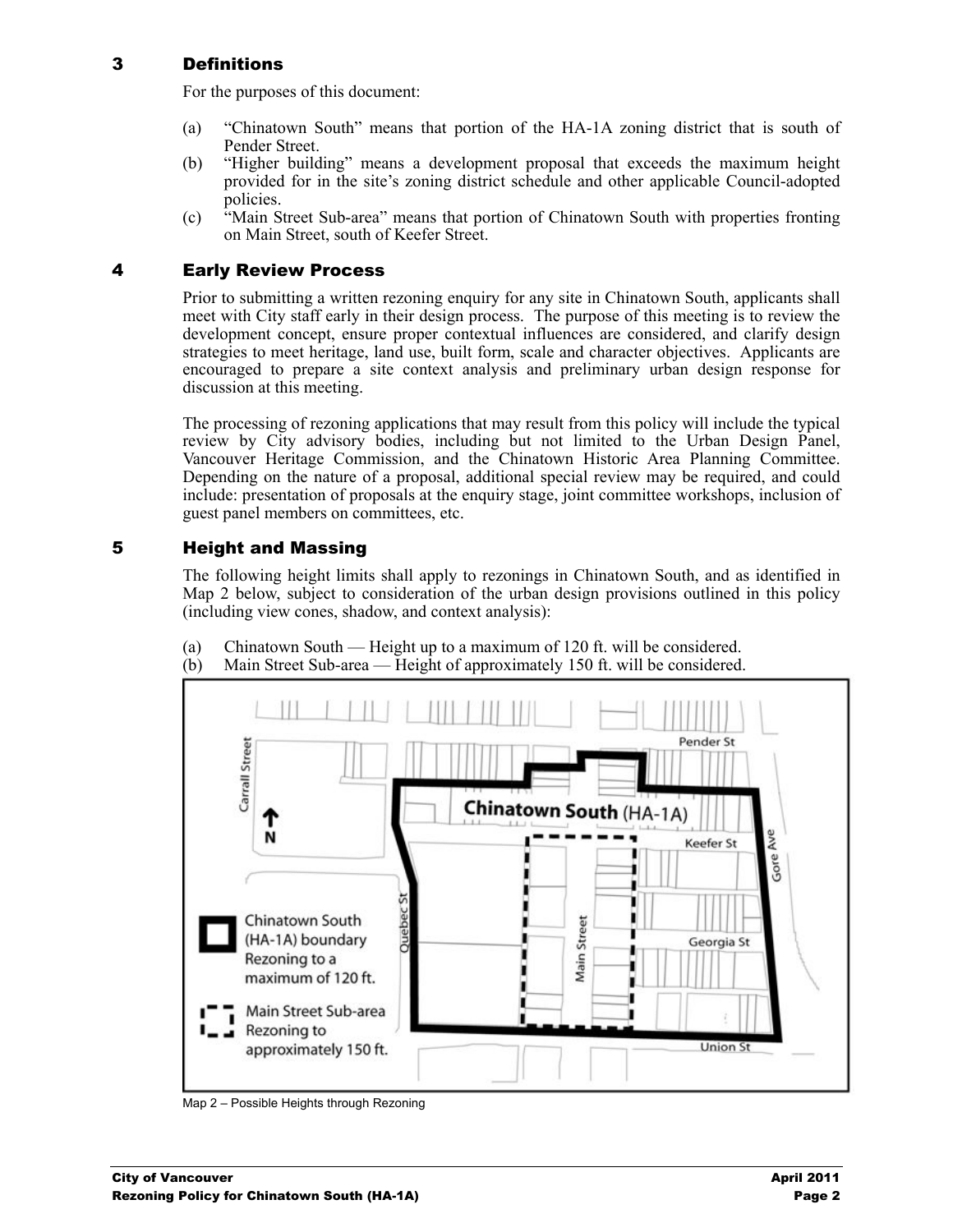## 3 Definitions

For the purposes of this document:

(a) "Chinatown South" means that portion of the HA-1A zoning district that is south of Pender Street.

(b) "Higher building" means a development proposal that exceeds the maximum height provided for in the site's zoning district schedule and other applicable Council-adopted policies.

(c) "Main Street Sub-area" means that portion of Chinatown South with properties fronting on Main Street, south of Keefer Street.

## 4 Early Review Process

Prior to submitting a written rezoning enquiry for any site in Chinatown South, applicants shall meet with City staff early in their design process. The purpose of this meeting is to review the development concept, ensure proper contextual influences are considered, and clarify design strategies to meet heritage, land use, built form, scale and character objectives. Applicants are encouraged to prepare a site context analysis and preliminary urban design response for discussion at this meeting.

The processing of rezoning applications that may result from this policy will include the typical review by City advisory bodies, including but not limited to the Urban Design Panel, Vancouver Heritage Commission, and the Chinatown Historic Area Planning Committee. Depending on the nature of a proposal, additional special review may be required, and could include: presentation of proposals at the enquiry stage, joint committee workshops, inclusion of guest panel members on committees, etc.

## 5 Height and Massing

The following height limits shall apply to rezonings in Chinatown South, and as identified in Map 2 below, subject to consideration of the urban design provisions outlined in this policy (including view cones, shadow, and context analysis):

(a) Chinatown South — Height up to a maximum of 120 ft. will be considered.

(b) Main Street Sub-area — Height of approximately 150 ft. will be considered.

Map 2 – Possible Heights through Rezoning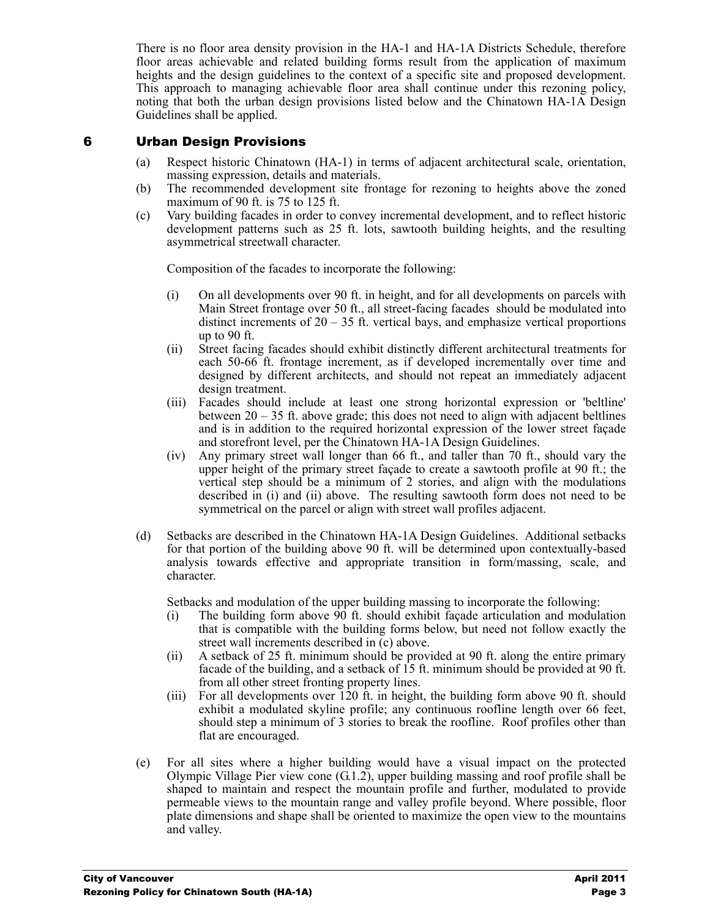There is no floor area density provision in the HA-1 and HA-1A Districts Schedule, therefore floor areas achievable and related building forms result from the application of maximum heights and the design guidelines to the context of a specific site and proposed development. This approach to managing achievable floor area shall continue under this rezoning policy, noting that both the urban design provisions listed below and the Chinatown HA-1A Design Guidelines shall be applied.

## 6 Urban Design Provisions

(a) Respect historic Chinatown (HA-1) in terms of adjacent architectural scale, orientation, massing expression, details and materials.

(b) The recommended development site frontage for rezoning to heights above the zoned maximum of 90 ft. is 75 to 125 ft.

(c) Vary building facades in order to convey incremental development, and to reflect historic development patterns such as 25 ft. lots, sawtooth building heights, and the resulting asymmetrical streetwall character.

Composition of the facades to incorporate the following:

(i) On all developments over 90 ft. in height, and for all developments on parcels with Main Street frontage over 50 ft., all street-facing facades should be modulated into distinct increments of 20 – 35 ft. vertical bays, and emphasize vertical proportions up to 90 ft.

(ii) Street facing facades should exhibit distinctly different architectural treatments for each 50-66 ft. frontage increment, as if developed incrementally over time and designed by different architects, and should not repeat an immediately adjacent design treatment.

(iii) Facades should include at least one strong horizontal expression or 'beltline' between 20 – 35 ft. above grade; this does not need to align with adjacent beltlines and is in addition to the required horizontal expression of the lower street façade and storefront level, per the Chinatown HA-1A Design Guidelines.

(iv) Any primary street wall longer than 66 ft., and taller than 70 ft., should vary the upper height of the primary street façade to create a sawtooth profile at 90 ft.; the vertical step should be a minimum of 2 stories, and align with the modulations described in (i) and (ii) above. The resulting sawtooth form does not need to be symmetrical on the parcel or align with street wall profiles adjacent.

(d) Setbacks are described in the Chinatown HA-1A Design Guidelines. Additional setbacks for that portion of the building above 90 ft. will be determined upon contextually-based analysis towards effective and appropriate transition in form/massing, scale, and character.

Setbacks and modulation of the upper building massing to incorporate the following:

(i) The building form above 90 ft. should exhibit façade articulation and modulation that is compatible with the building forms below, but need not follow exactly the street wall increments described in (c) above.

(ii) A setback of 25 ft. minimum should be provided at 90 ft. along the entire primary facade of the building, and a setback of 15 ft. minimum should be provided at 90 ft. from all other street fronting property lines.

(iii) For all developments over 120 ft. in height, the building form above 90 ft. should exhibit a modulated skyline profile; any continuous roofline length over 66 feet, should step a minimum of 3 stories to break the roofline. Roof profiles other than flat are encouraged.

(e) For all sites where a higher building would have a visual impact on the protected Olympic Village Pier view cone (G.1.2), upper building massing and roof profile shall be shaped to maintain and respect the mountain profile and further, modulated to provide permeable views to the mountain range and valley profile beyond. Where possible, floor plate dimensions and shape shall be oriented to maximize the open view to the mountains and valley.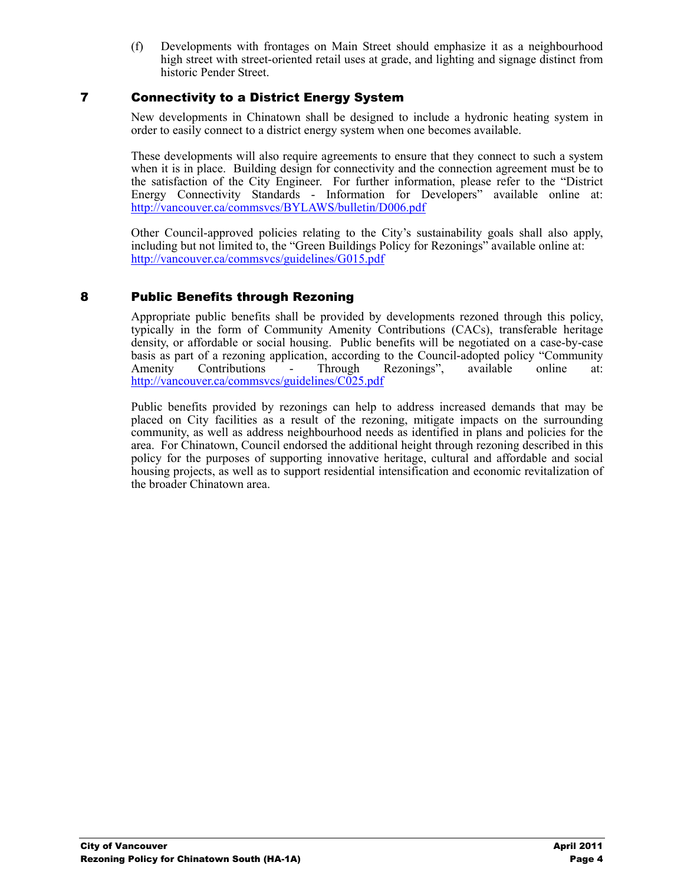(f) Developments with frontages on Main Street should emphasize it as a neighbourhood high street with street-oriented retail uses at grade, and lighting and signage distinct from historic Pender Street.

## 7 Connectivity to a District Energy System

New developments in Chinatown shall be designed to include a hydronic heating system in order to easily connect to a district energy system when one becomes available.

These developments will also require agreements to ensure that they connect to such a system when it is in place. Building design for connectivity and the connection agreement must be to the satisfaction of the City Engineer. For further information, please refer to the "District Energy Connectivity Standards - Information for Developers" available online at: http://vancouver.ca/commsvcs/BYLAWS/bulletin/D006.pdf

Other Council-approved policies relating to the City's sustainability goals shall also apply, including but not limited to, the "Green Buildings Policy for Rezonings" available online at: http://vancouver.ca/commsvcs/guidelines/G015.pdf

## 8 Public Benefits through Rezoning

Appropriate public benefits shall be provided by developments rezoned through this policy, typically in the form of Community Amenity Contributions (CACs), transferable heritage density, or affordable or social housing. Public benefits will be negotiated on a case-by-case basis as part of a rezoning application, according to the Council-adopted policy "Community Amenity Contributions - Through Rezonings", available online at: http://vancouver.ca/commsvcs/guidelines/C025.pdf

Public benefits provided by rezonings can help to address increased demands that may be placed on City facilities as a result of the rezoning, mitigate impacts on the surrounding community, as well as address neighbourhood needs as identified in plans and policies for the area. For Chinatown, Council endorsed the additional height through rezoning described in this policy for the purposes of supporting innovative heritage, cultural and affordable and social housing projects, as well as to support residential intensification and economic revitalization of the broader Chinatown area.